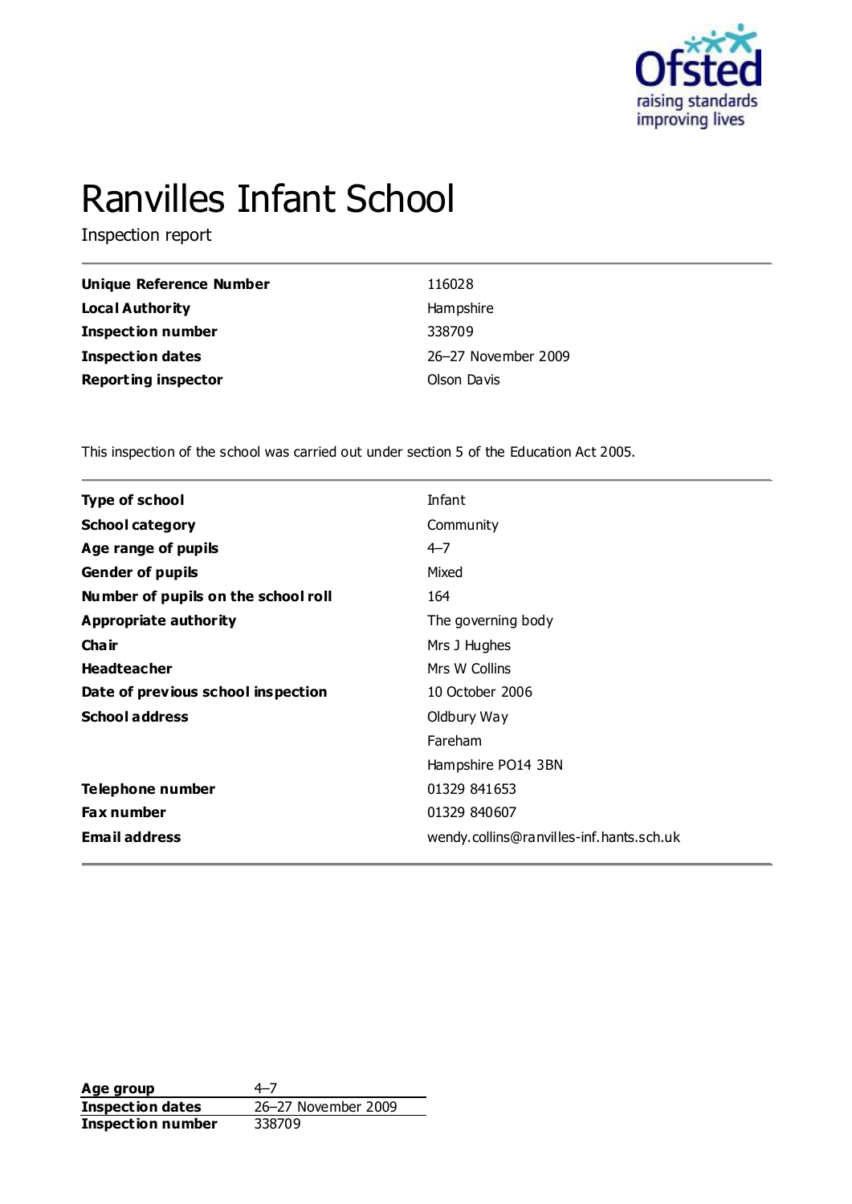# Ranvilles Infant School

Inspection report

| | |
|---|---|
| **Unique Reference Number** | 116028 |
| **Local Authority** | Hampshire |
| **Inspection number** | 338709 |
| **Inspection dates** | 26–27 November 2009 |
| **Reporting inspector** | Olson Davis |

This inspection of the school was carried out under section 5 of the Education Act 2005.

| | |
|---|---|
| **Type of school** | Infant |
| **School category** | Community |
| **Age range of pupils** | 4–7 |
| **Gender of pupils** | Mixed |
| **Number of pupils on the school roll** | 164 |
| **Appropriate authority** | The governing body |
| **Chair** | Mrs J Hughes |
| **Headteacher** | Mrs W Collins |
| **Date of previous school inspection** | 10 October 2006 |
| **School address** | Oldbury Way<br>Fareham<br>Hampshire PO14 3BN |
| **Telephone number** | 01329 841653 |
| **Fax number** | 01329 840607 |
| **Email address** | wendy.collins@ranvilles-inf.hants.sch.uk |

| | |
|---|---|
| **Age group** | 4–7 |
| **Inspection dates** | 26–27 November 2009 |
| **Inspection number** | 338709 |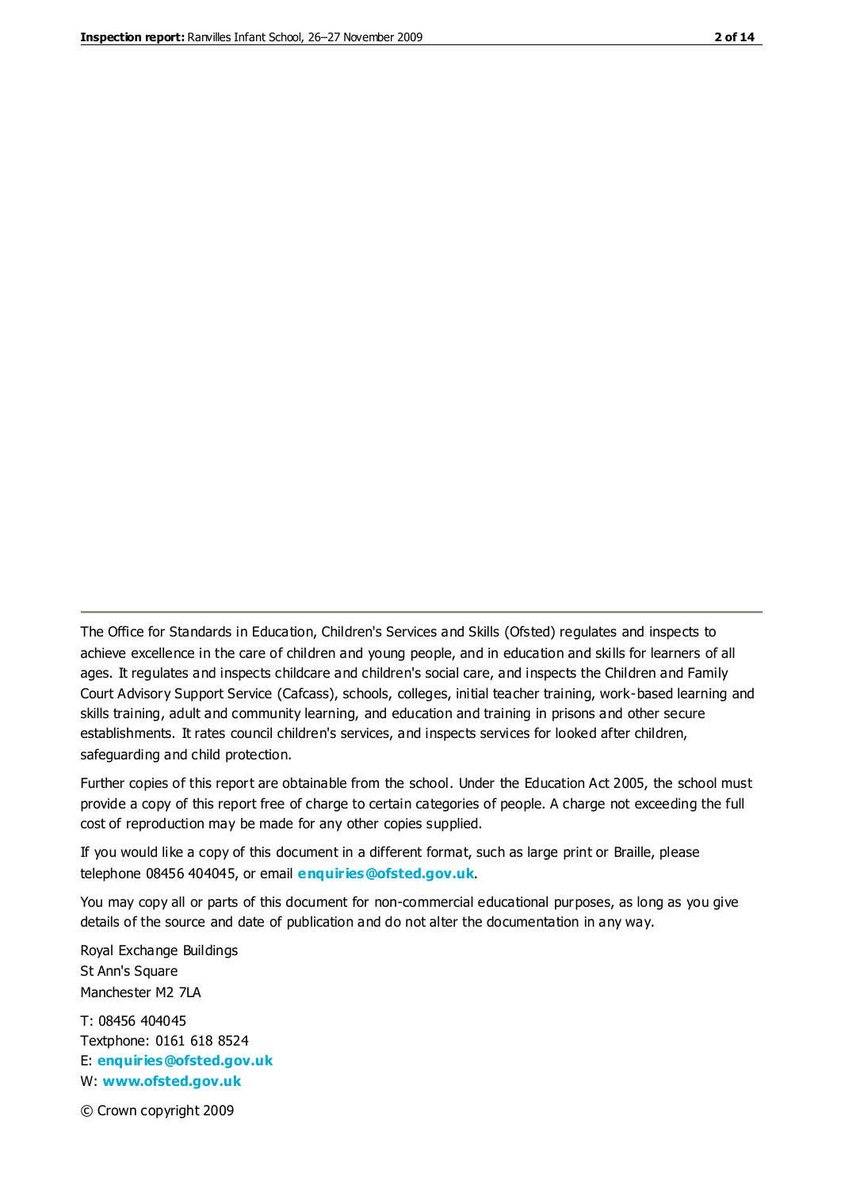The Office for Standards in Education, Children's Services and Skills (Ofsted) regulates and inspects to achieve excellence in the care of children and young people, and in education and skills for learners of all ages. It regulates and inspects childcare and children's social care, and inspects the Children and Family Court Advisory Support Service (Cafcass), schools, colleges, initial teacher training, work-based learning and skills training, adult and community learning, and education and training in prisons and other secure establishments. It rates council children's services, and inspects services for looked after children, safeguarding and child protection.

Further copies of this report are obtainable from the school. Under the Education Act 2005, the school must provide a copy of this report free of charge to certain categories of people. A charge not exceeding the full cost of reproduction may be made for any other copies supplied.

If you would like a copy of this document in a different format, such as large print or Braille, please telephone 08456 404045, or email **enquiries@ofsted.gov.uk**.

You may copy all or parts of this document for non-commercial educational purposes, as long as you give details of the source and date of publication and do not alter the documentation in any way.

Royal Exchange Buildings
St Ann's Square
Manchester M2 7LA

T: 08456 404045
Textphone: 0161 618 8524
E: **enquiries@ofsted.gov.uk**
W: **www.ofsted.gov.uk**

© Crown copyright 2009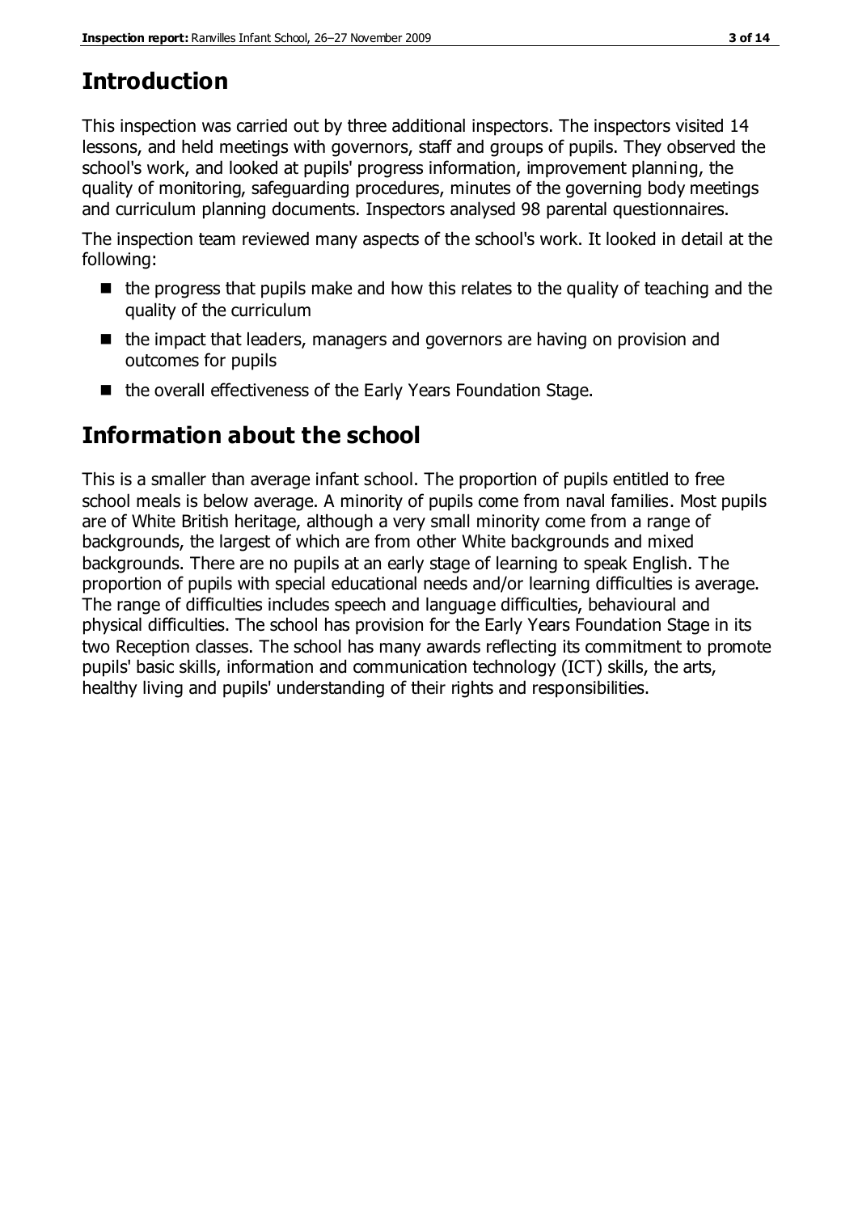# Introduction

This inspection was carried out by three additional inspectors. The inspectors visited 14 lessons, and held meetings with governors, staff and groups of pupils. They observed the school's work, and looked at pupils' progress information, improvement planning, the quality of monitoring, safeguarding procedures, minutes of the governing body meetings and curriculum planning documents. Inspectors analysed 98 parental questionnaires.

The inspection team reviewed many aspects of the school's work. It looked in detail at the following:

- the progress that pupils make and how this relates to the quality of teaching and the quality of the curriculum
- the impact that leaders, managers and governors are having on provision and outcomes for pupils
- the overall effectiveness of the Early Years Foundation Stage.

# Information about the school

This is a smaller than average infant school. The proportion of pupils entitled to free school meals is below average. A minority of pupils come from naval families. Most pupils are of White British heritage, although a very small minority come from a range of backgrounds, the largest of which are from other White backgrounds and mixed backgrounds. There are no pupils at an early stage of learning to speak English. The proportion of pupils with special educational needs and/or learning difficulties is average. The range of difficulties includes speech and language difficulties, behavioural and physical difficulties. The school has provision for the Early Years Foundation Stage in its two Reception classes. The school has many awards reflecting its commitment to promote pupils' basic skills, information and communication technology (ICT) skills, the arts, healthy living and pupils' understanding of their rights and responsibilities.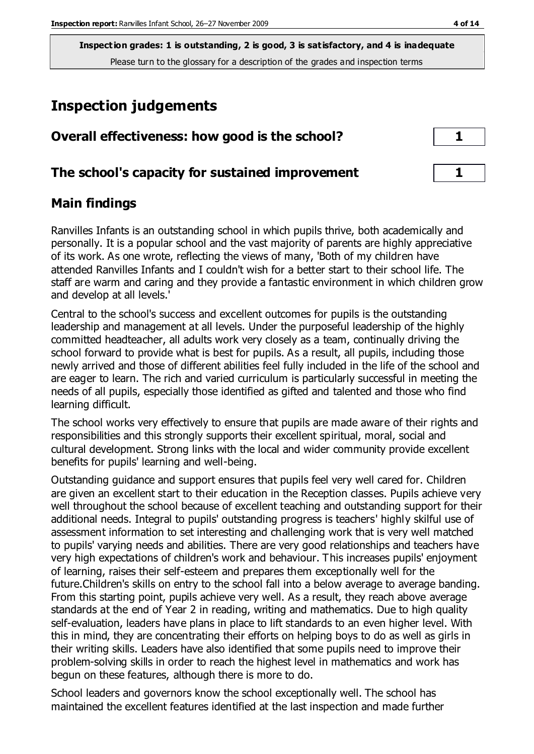**Inspection grades: 1 is outstanding, 2 is good, 3 is satisfactory, and 4 is inadequate**
Please turn to the glossary for a description of the grades and inspection terms

# Inspection judgements

| | |
|---|---|
| **Overall effectiveness: how good is the school?** | **1** |
| **The school's capacity for sustained improvement** | **1** |

## Main findings

Ranvilles Infants is an outstanding school in which pupils thrive, both academically and personally. It is a popular school and the vast majority of parents are highly appreciative of its work. As one wrote, reflecting the views of many, 'Both of my children have attended Ranvilles Infants and I couldn't wish for a better start to their school life. The staff are warm and caring and they provide a fantastic environment in which children grow and develop at all levels.'

Central to the school's success and excellent outcomes for pupils is the outstanding leadership and management at all levels. Under the purposeful leadership of the highly committed headteacher, all adults work very closely as a team, continually driving the school forward to provide what is best for pupils. As a result, all pupils, including those newly arrived and those of different abilities feel fully included in the life of the school and are eager to learn. The rich and varied curriculum is particularly successful in meeting the needs of all pupils, especially those identified as gifted and talented and those who find learning difficult.

The school works very effectively to ensure that pupils are made aware of their rights and responsibilities and this strongly supports their excellent spiritual, moral, social and cultural development. Strong links with the local and wider community provide excellent benefits for pupils' learning and well-being.

Outstanding guidance and support ensures that pupils feel very well cared for. Children are given an excellent start to their education in the Reception classes. Pupils achieve very well throughout the school because of excellent teaching and outstanding support for their additional needs. Integral to pupils' outstanding progress is teachers' highly skilful use of assessment information to set interesting and challenging work that is very well matched to pupils' varying needs and abilities. There are very good relationships and teachers have very high expectations of children's work and behaviour. This increases pupils' enjoyment of learning, raises their self-esteem and prepares them exceptionally well for the future.Children's skills on entry to the school fall into a below average to average banding. From this starting point, pupils achieve very well. As a result, they reach above average standards at the end of Year 2 in reading, writing and mathematics. Due to high quality self-evaluation, leaders have plans in place to lift standards to an even higher level. With this in mind, they are concentrating their efforts on helping boys to do as well as girls in their writing skills. Leaders have also identified that some pupils need to improve their problem-solving skills in order to reach the highest level in mathematics and work has begun on these features, although there is more to do.

School leaders and governors know the school exceptionally well. The school has maintained the excellent features identified at the last inspection and made further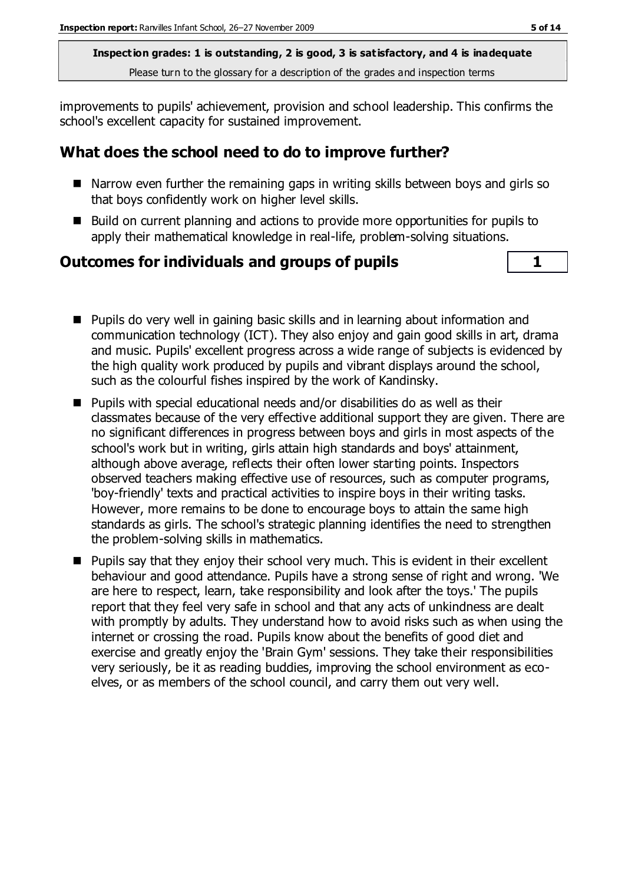improvements to pupils' achievement, provision and school leadership. This confirms the school's excellent capacity for sustained improvement.

## What does the school need to do to improve further?

- Narrow even further the remaining gaps in writing skills between boys and girls so that boys confidently work on higher level skills.
- Build on current planning and actions to provide more opportunities for pupils to apply their mathematical knowledge in real-life, problem-solving situations.

## Outcomes for individuals and groups of pupils

| 1 |
|---|

- Pupils do very well in gaining basic skills and in learning about information and communication technology (ICT). They also enjoy and gain good skills in art, drama and music. Pupils' excellent progress across a wide range of subjects is evidenced by the high quality work produced by pupils and vibrant displays around the school, such as the colourful fishes inspired by the work of Kandinsky.
- Pupils with special educational needs and/or disabilities do as well as their classmates because of the very effective additional support they are given. There are no significant differences in progress between boys and girls in most aspects of the school's work but in writing, girls attain high standards and boys' attainment, although above average, reflects their often lower starting points. Inspectors observed teachers making effective use of resources, such as computer programs, 'boy-friendly' texts and practical activities to inspire boys in their writing tasks. However, more remains to be done to encourage boys to attain the same high standards as girls. The school's strategic planning identifies the need to strengthen the problem-solving skills in mathematics.
- Pupils say that they enjoy their school very much. This is evident in their excellent behaviour and good attendance. Pupils have a strong sense of right and wrong. 'We are here to respect, learn, take responsibility and look after the toys.' The pupils report that they feel very safe in school and that any acts of unkindness are dealt with promptly by adults. They understand how to avoid risks such as when using the internet or crossing the road. Pupils know about the benefits of good diet and exercise and greatly enjoy the 'Brain Gym' sessions. They take their responsibilities very seriously, be it as reading buddies, improving the school environment as eco-elves, or as members of the school council, and carry them out very well.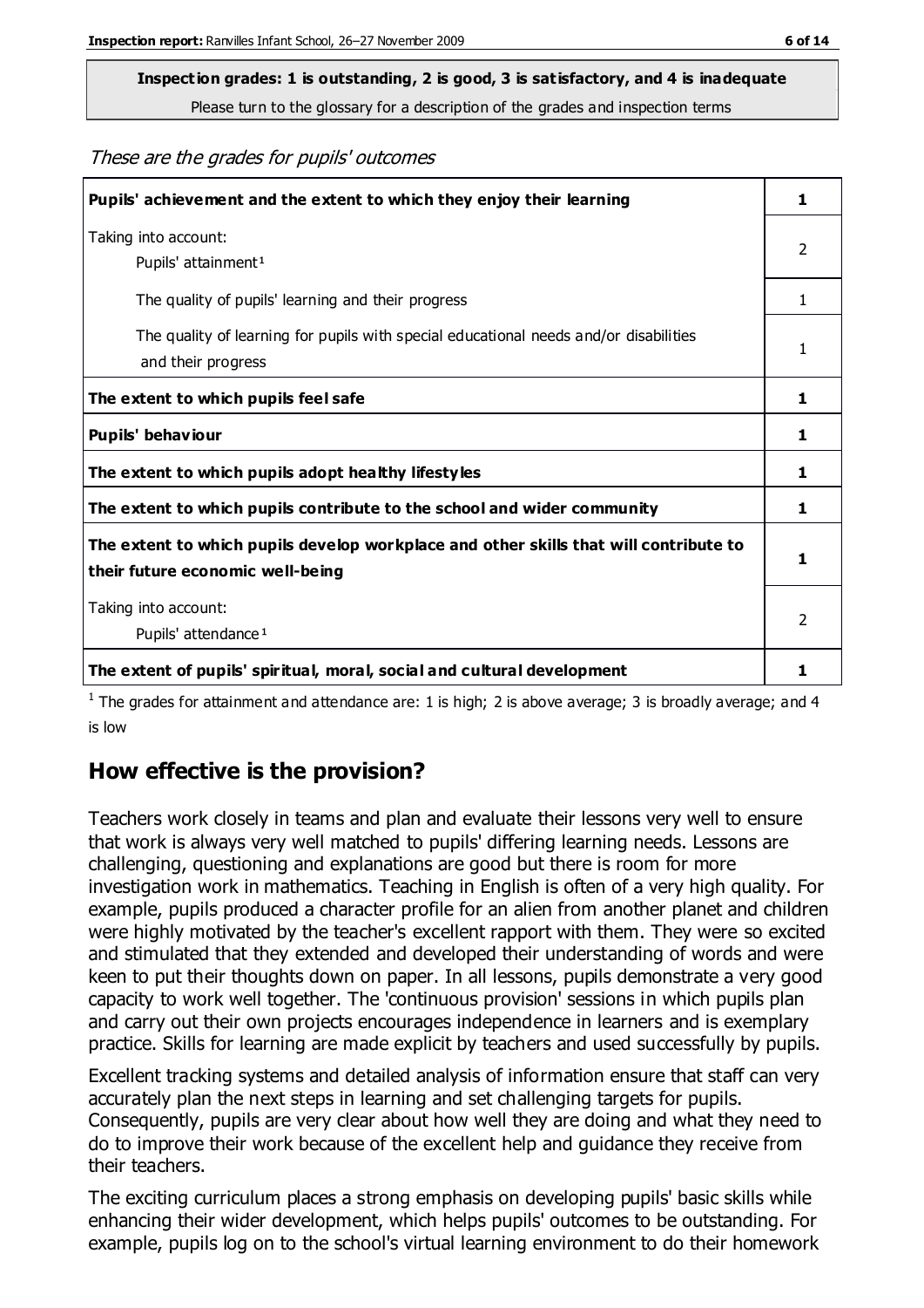**Inspection grades: 1 is outstanding, 2 is good, 3 is satisfactory, and 4 is inadequate**

Please turn to the glossary for a description of the grades and inspection terms

*These are the grades for pupils' outcomes*

| | |
|---|---|
| **Pupils' achievement and the extent to which they enjoy their learning** | **1** |
| Taking into account: Pupils' attainment [1] | 2 |
| The quality of pupils' learning and their progress | 1 |
| The quality of learning for pupils with special educational needs and/or disabilities and their progress | 1 |
| **The extent to which pupils feel safe** | **1** |
| **Pupils' behaviour** | **1** |
| **The extent to which pupils adopt healthy lifestyles** | **1** |
| **The extent to which pupils contribute to the school and wider community** | **1** |
| **The extent to which pupils develop workplace and other skills that will contribute to their future economic well-being** | **1** |
| Taking into account: Pupils' attendance [1] | 2 |
| **The extent of pupils' spiritual, moral, social and cultural development** | **1** |

[1] The grades for attainment and attendance are: 1 is high; 2 is above average; 3 is broadly average; and 4 is low

## How effective is the provision?

Teachers work closely in teams and plan and evaluate their lessons very well to ensure that work is always very well matched to pupils' differing learning needs. Lessons are challenging, questioning and explanations are good but there is room for more investigation work in mathematics. Teaching in English is often of a very high quality. For example, pupils produced a character profile for an alien from another planet and children were highly motivated by the teacher's excellent rapport with them. They were so excited and stimulated that they extended and developed their understanding of words and were keen to put their thoughts down on paper. In all lessons, pupils demonstrate a very good capacity to work well together. The 'continuous provision' sessions in which pupils plan and carry out their own projects encourages independence in learners and is exemplary practice. Skills for learning are made explicit by teachers and used successfully by pupils.

Excellent tracking systems and detailed analysis of information ensure that staff can very accurately plan the next steps in learning and set challenging targets for pupils. Consequently, pupils are very clear about how well they are doing and what they need to do to improve their work because of the excellent help and guidance they receive from their teachers.

The exciting curriculum places a strong emphasis on developing pupils' basic skills while enhancing their wider development, which helps pupils' outcomes to be outstanding. For example, pupils log on to the school's virtual learning environment to do their homework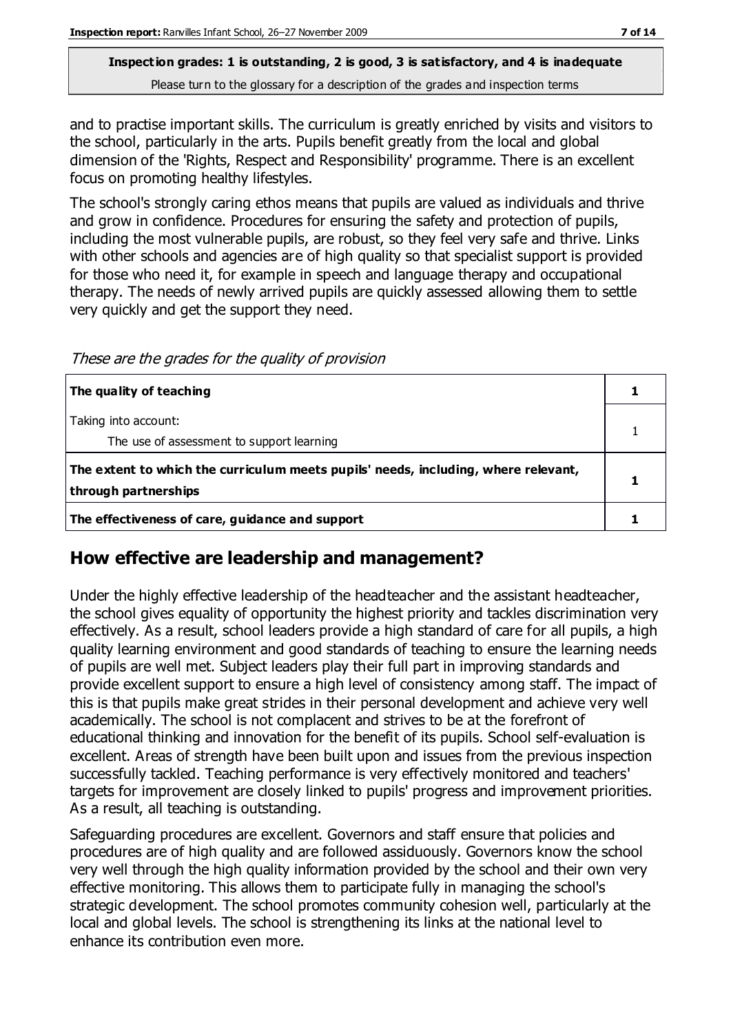**Inspection grades: 1 is outstanding, 2 is good, 3 is satisfactory, and 4 is inadequate**
Please turn to the glossary for a description of the grades and inspection terms

and to practise important skills. The curriculum is greatly enriched by visits and visitors to the school, particularly in the arts. Pupils benefit greatly from the local and global dimension of the 'Rights, Respect and Responsibility' programme. There is an excellent focus on promoting healthy lifestyles.

The school's strongly caring ethos means that pupils are valued as individuals and thrive and grow in confidence. Procedures for ensuring the safety and protection of pupils, including the most vulnerable pupils, are robust, so they feel very safe and thrive. Links with other schools and agencies are of high quality so that specialist support is provided for those who need it, for example in speech and language therapy and occupational therapy. The needs of newly arrived pupils are quickly assessed allowing them to settle very quickly and get the support they need.

*These are the grades for the quality of provision*

| | |
|---|---|
| **The quality of teaching** | **1** |
| Taking into account:<br>The use of assessment to support learning | 1 |
| **The extent to which the curriculum meets pupils' needs, including, where relevant, through partnerships** | **1** |
| **The effectiveness of care, guidance and support** | **1** |

## How effective are leadership and management?

Under the highly effective leadership of the headteacher and the assistant headteacher, the school gives equality of opportunity the highest priority and tackles discrimination very effectively. As a result, school leaders provide a high standard of care for all pupils, a high quality learning environment and good standards of teaching to ensure the learning needs of pupils are well met. Subject leaders play their full part in improving standards and provide excellent support to ensure a high level of consistency among staff. The impact of this is that pupils make great strides in their personal development and achieve very well academically. The school is not complacent and strives to be at the forefront of educational thinking and innovation for the benefit of its pupils. School self-evaluation is excellent. Areas of strength have been built upon and issues from the previous inspection successfully tackled. Teaching performance is very effectively monitored and teachers' targets for improvement are closely linked to pupils' progress and improvement priorities. As a result, all teaching is outstanding.

Safeguarding procedures are excellent. Governors and staff ensure that policies and procedures are of high quality and are followed assiduously. Governors know the school very well through the high quality information provided by the school and their own very effective monitoring. This allows them to participate fully in managing the school's strategic development. The school promotes community cohesion well, particularly at the local and global levels. The school is strengthening its links at the national level to enhance its contribution even more.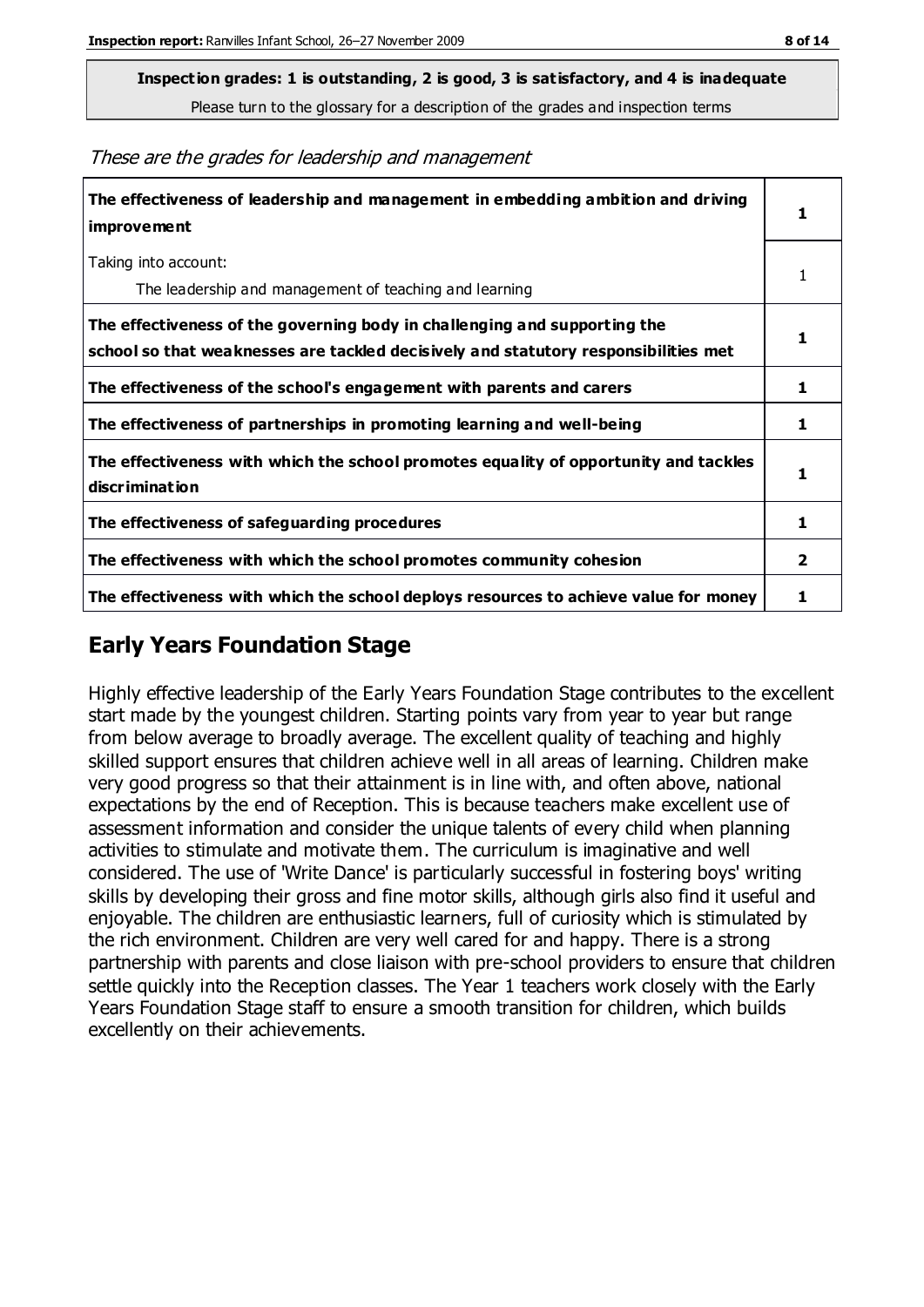**Inspection grades: 1 is outstanding, 2 is good, 3 is satisfactory, and 4 is inadequate**
Please turn to the glossary for a description of the grades and inspection terms

*These are the grades for leadership and management*

| | |
|---|---|
| **The effectiveness of leadership and management in embedding ambition and driving improvement** | **1** |
| Taking into account:<br>The leadership and management of teaching and learning | 1 |
| **The effectiveness of the governing body in challenging and supporting the school so that weaknesses are tackled decisively and statutory responsibilities met** | **1** |
| **The effectiveness of the school's engagement with parents and carers** | **1** |
| **The effectiveness of partnerships in promoting learning and well-being** | **1** |
| **The effectiveness with which the school promotes equality of opportunity and tackles discrimination** | **1** |
| **The effectiveness of safeguarding procedures** | **1** |
| **The effectiveness with which the school promotes community cohesion** | **2** |
| **The effectiveness with which the school deploys resources to achieve value for money** | **1** |

## Early Years Foundation Stage

Highly effective leadership of the Early Years Foundation Stage contributes to the excellent start made by the youngest children. Starting points vary from year to year but range from below average to broadly average. The excellent quality of teaching and highly skilled support ensures that children achieve well in all areas of learning. Children make very good progress so that their attainment is in line with, and often above, national expectations by the end of Reception. This is because teachers make excellent use of assessment information and consider the unique talents of every child when planning activities to stimulate and motivate them. The curriculum is imaginative and well considered. The use of 'Write Dance' is particularly successful in fostering boys' writing skills by developing their gross and fine motor skills, although girls also find it useful and enjoyable. The children are enthusiastic learners, full of curiosity which is stimulated by the rich environment. Children are very well cared for and happy. There is a strong partnership with parents and close liaison with pre-school providers to ensure that children settle quickly into the Reception classes. The Year 1 teachers work closely with the Early Years Foundation Stage staff to ensure a smooth transition for children, which builds excellently on their achievements.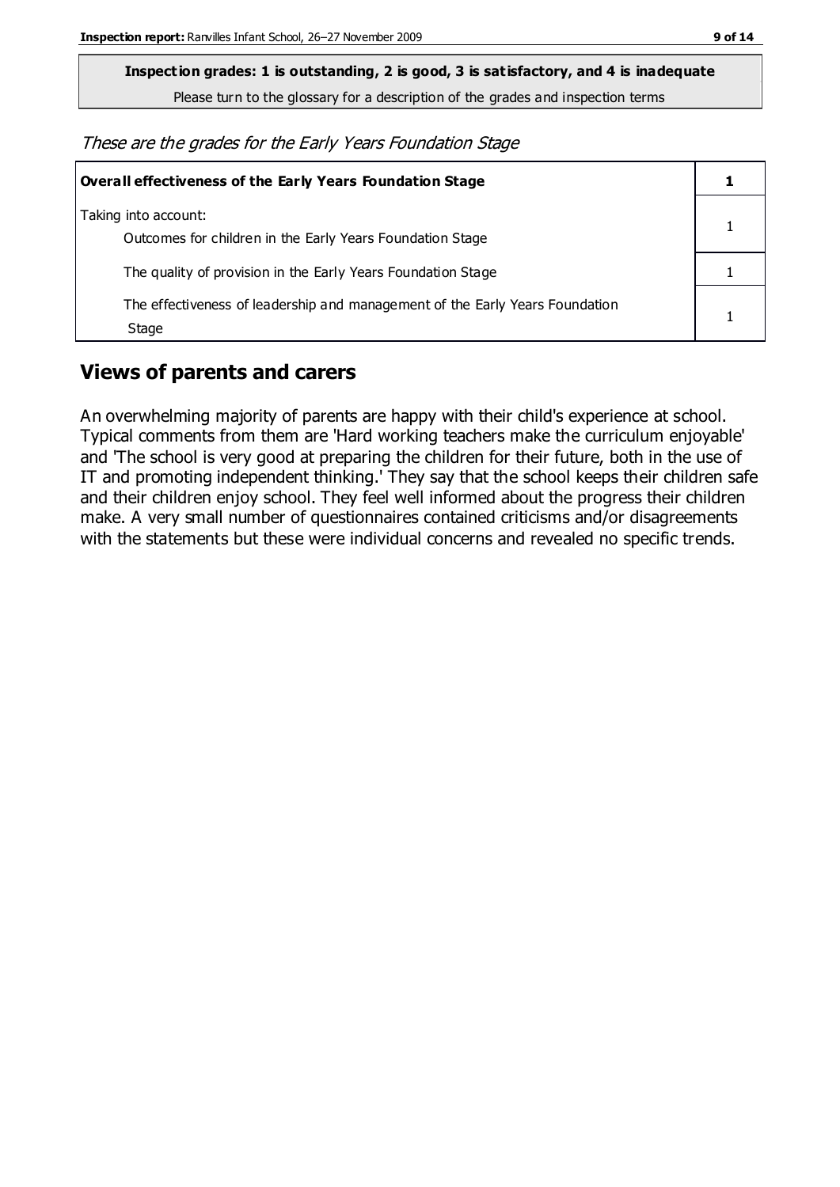**Inspection grades: 1 is outstanding, 2 is good, 3 is satisfactory, and 4 is inadequate**
Please turn to the glossary for a description of the grades and inspection terms

*These are the grades for the Early Years Foundation Stage*

| **Overall effectiveness of the Early Years Foundation Stage** | **1** |
|---|---|
| Taking into account:<br>Outcomes for children in the Early Years Foundation Stage | 1 |
| The quality of provision in the Early Years Foundation Stage | 1 |
| The effectiveness of leadership and management of the Early Years Foundation Stage | 1 |

## Views of parents and carers

An overwhelming majority of parents are happy with their child's experience at school. Typical comments from them are 'Hard working teachers make the curriculum enjoyable' and 'The school is very good at preparing the children for their future, both in the use of IT and promoting independent thinking.' They say that the school keeps their children safe and their children enjoy school. They feel well informed about the progress their children make. A very small number of questionnaires contained criticisms and/or disagreements with the statements but these were individual concerns and revealed no specific trends.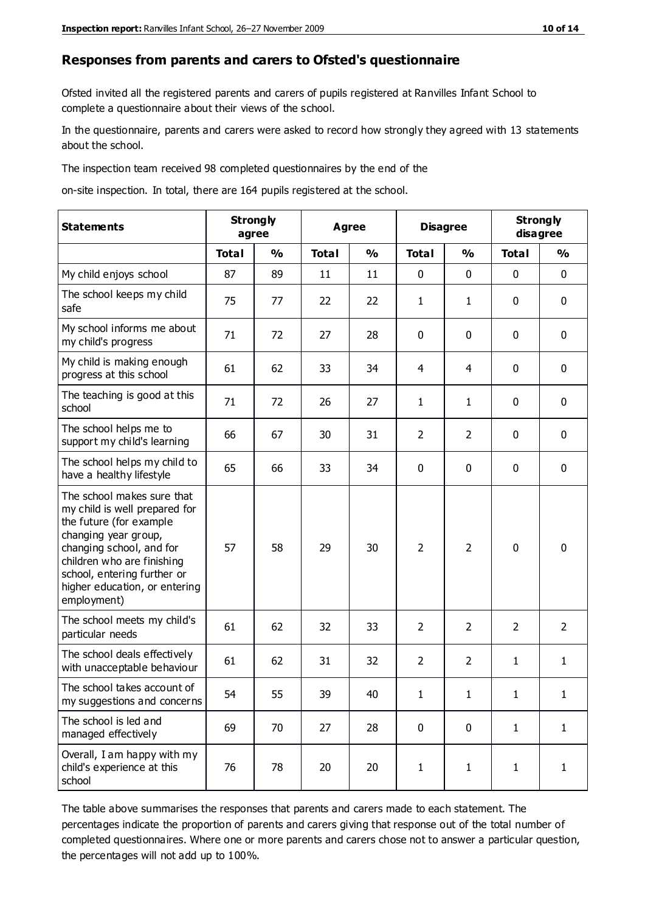## Responses from parents and carers to Ofsted's questionnaire

Ofsted invited all the registered parents and carers of pupils registered at Ranvilles Infant School to complete a questionnaire about their views of the school.

In the questionnaire, parents and carers were asked to record how strongly they agreed with 13 statements about the school.

The inspection team received 98 completed questionnaires by the end of the on-site inspection. In total, there are 164 pupils registered at the school.

| Statements | Strongly agree | | Agree | | Disagree | | Strongly disagree | |
|---|---|---|---|---|---|---|---|---|
| | Total | % | Total | % | Total | % | Total | % |
| My child enjoys school | 87 | 89 | 11 | 11 | 0 | 0 | 0 | 0 |
| The school keeps my child safe | 75 | 77 | 22 | 22 | 1 | 1 | 0 | 0 |
| My school informs me about my child's progress | 71 | 72 | 27 | 28 | 0 | 0 | 0 | 0 |
| My child is making enough progress at this school | 61 | 62 | 33 | 34 | 4 | 4 | 0 | 0 |
| The teaching is good at this school | 71 | 72 | 26 | 27 | 1 | 1 | 0 | 0 |
| The school helps me to support my child's learning | 66 | 67 | 30 | 31 | 2 | 2 | 0 | 0 |
| The school helps my child to have a healthy lifestyle | 65 | 66 | 33 | 34 | 0 | 0 | 0 | 0 |
| The school makes sure that my child is well prepared for the future (for example changing year group, changing school, and for children who are finishing school, entering further or higher education, or entering employment) | 57 | 58 | 29 | 30 | 2 | 2 | 0 | 0 |
| The school meets my child's particular needs | 61 | 62 | 32 | 33 | 2 | 2 | 2 | 2 |
| The school deals effectively with unacceptable behaviour | 61 | 62 | 31 | 32 | 2 | 2 | 1 | 1 |
| The school takes account of my suggestions and concerns | 54 | 55 | 39 | 40 | 1 | 1 | 1 | 1 |
| The school is led and managed effectively | 69 | 70 | 27 | 28 | 0 | 0 | 1 | 1 |
| Overall, I am happy with my child's experience at this school | 76 | 78 | 20 | 20 | 1 | 1 | 1 | 1 |

The table above summarises the responses that parents and carers made to each statement. The percentages indicate the proportion of parents and carers giving that response out of the total number of completed questionnaires. Where one or more parents and carers chose not to answer a particular question, the percentages will not add up to 100%.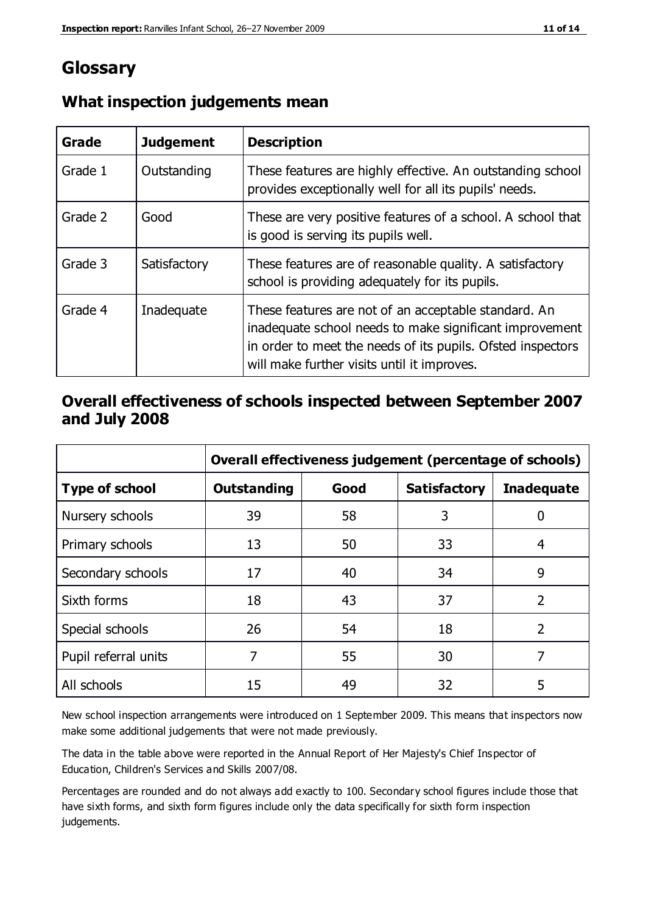# Glossary

## What inspection judgements mean

| Grade | Judgement | Description |
| --- | --- | --- |
| Grade 1 | Outstanding | These features are highly effective. An outstanding school provides exceptionally well for all its pupils' needs. |
| Grade 2 | Good | These are very positive features of a school. A school that is good is serving its pupils well. |
| Grade 3 | Satisfactory | These features are of reasonable quality. A satisfactory school is providing adequately for its pupils. |
| Grade 4 | Inadequate | These features are not of an acceptable standard. An inadequate school needs to make significant improvement in order to meet the needs of its pupils. Ofsted inspectors will make further visits until it improves. |

## Overall effectiveness of schools inspected between September 2007 and July 2008

| | Overall effectiveness judgement (percentage of schools) | | | |
| --- | --- | --- | --- | --- |
| **Type of school** | **Outstanding** | **Good** | **Satisfactory** | **Inadequate** |
| Nursery schools | 39 | 58 | 3 | 0 |
| Primary schools | 13 | 50 | 33 | 4 |
| Secondary schools | 17 | 40 | 34 | 9 |
| Sixth forms | 18 | 43 | 37 | 2 |
| Special schools | 26 | 54 | 18 | 2 |
| Pupil referral units | 7 | 55 | 30 | 7 |
| All schools | 15 | 49 | 32 | 5 |

New school inspection arrangements were introduced on 1 September 2009. This means that inspectors now make some additional judgements that were not made previously.

The data in the table above were reported in the Annual Report of Her Majesty's Chief Inspector of Education, Children's Services and Skills 2007/08.

Percentages are rounded and do not always add exactly to 100. Secondary school figures include those that have sixth forms, and sixth form figures include only the data specifically for sixth form inspection judgements.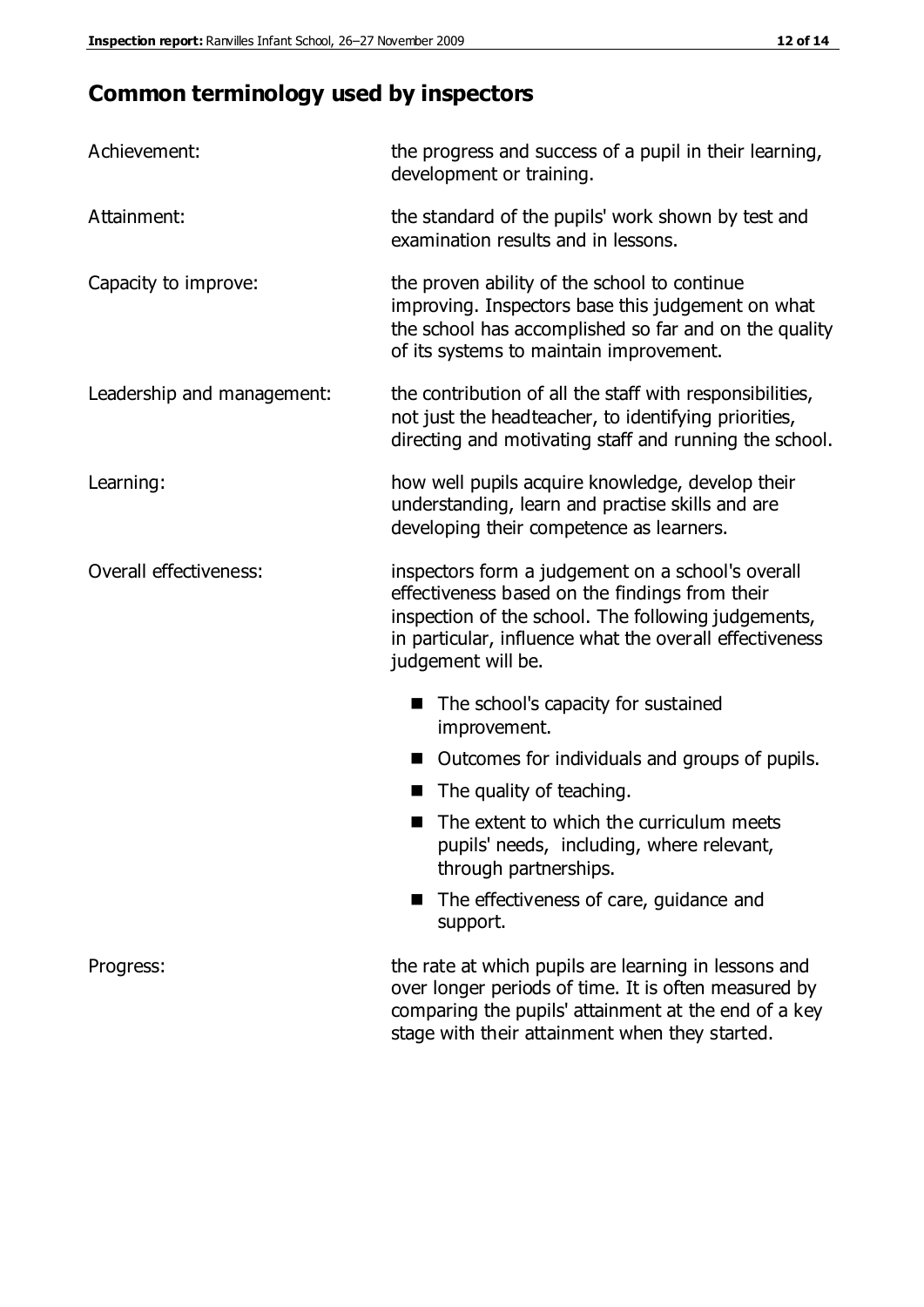## Common terminology used by inspectors

**Achievement:** the progress and success of a pupil in their learning, development or training.

**Attainment:** the standard of the pupils' work shown by test and examination results and in lessons.

**Capacity to improve:** the proven ability of the school to continue improving. Inspectors base this judgement on what the school has accomplished so far and on the quality of its systems to maintain improvement.

**Leadership and management:** the contribution of all the staff with responsibilities, not just the headteacher, to identifying priorities, directing and motivating staff and running the school.

**Learning:** how well pupils acquire knowledge, develop their understanding, learn and practise skills and are developing their competence as learners.

**Overall effectiveness:** inspectors form a judgement on a school's overall effectiveness based on the findings from their inspection of the school. The following judgements, in particular, influence what the overall effectiveness judgement will be.

- The school's capacity for sustained improvement.
- Outcomes for individuals and groups of pupils.
- The quality of teaching.
- The extent to which the curriculum meets pupils' needs, including, where relevant, through partnerships.
- The effectiveness of care, guidance and support.

**Progress:** the rate at which pupils are learning in lessons and over longer periods of time. It is often measured by comparing the pupils' attainment at the end of a key stage with their attainment when they started.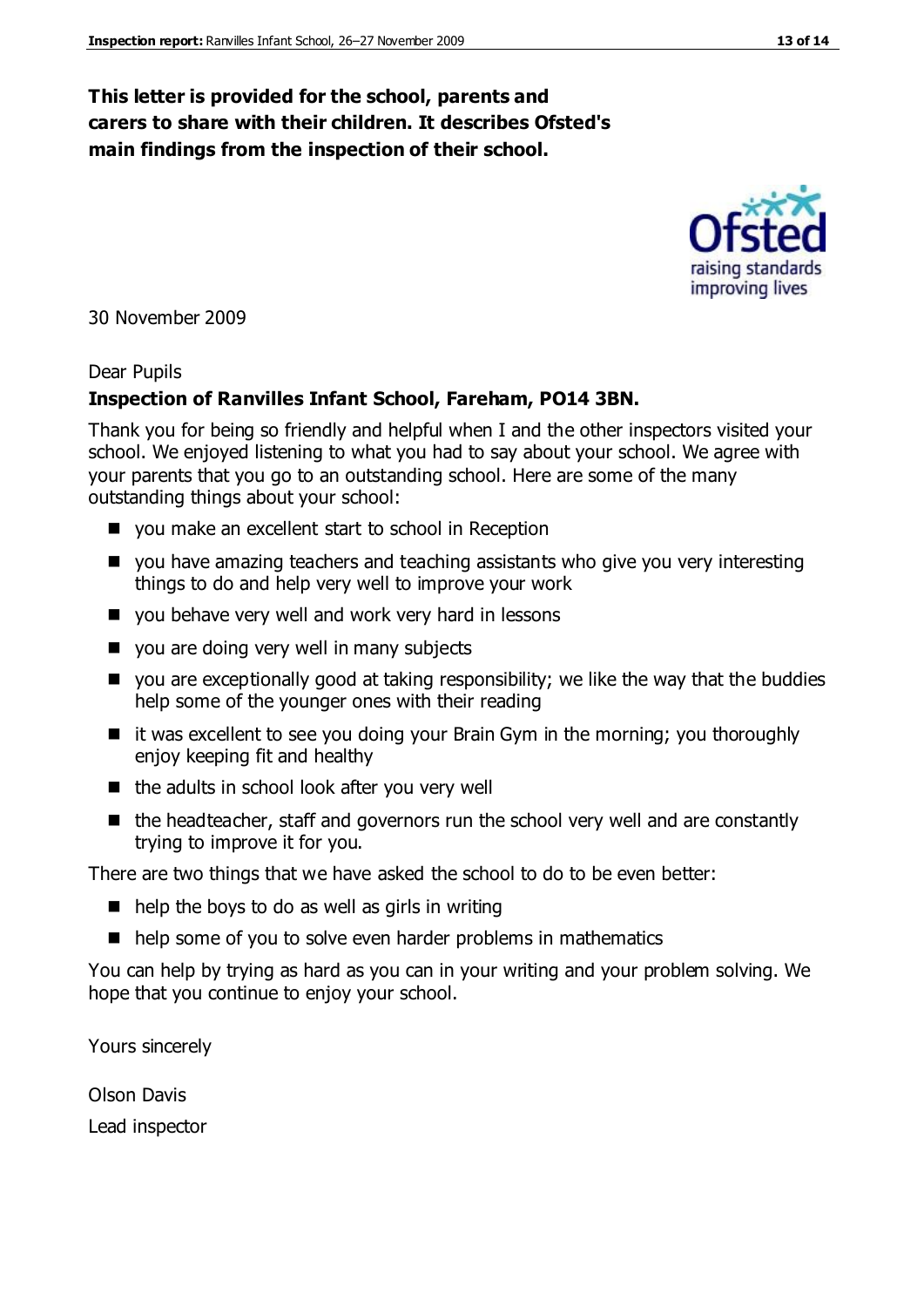**This letter is provided for the school, parents and carers to share with their children. It describes Ofsted's main findings from the inspection of their school.**

30 November 2009

Dear Pupils

**Inspection of Ranvilles Infant School, Fareham, PO14 3BN.**

Thank you for being so friendly and helpful when I and the other inspectors visited your school. We enjoyed listening to what you had to say about your school. We agree with your parents that you go to an outstanding school. Here are some of the many outstanding things about your school:

- you make an excellent start to school in Reception
- you have amazing teachers and teaching assistants who give you very interesting things to do and help very well to improve your work
- you behave very well and work very hard in lessons
- you are doing very well in many subjects
- you are exceptionally good at taking responsibility; we like the way that the buddies help some of the younger ones with their reading
- it was excellent to see you doing your Brain Gym in the morning; you thoroughly enjoy keeping fit and healthy
- the adults in school look after you very well
- the headteacher, staff and governors run the school very well and are constantly trying to improve it for you.

There are two things that we have asked the school to do to be even better:

- help the boys to do as well as girls in writing
- help some of you to solve even harder problems in mathematics

You can help by trying as hard as you can in your writing and your problem solving. We hope that you continue to enjoy your school.

Yours sincerely

Olson Davis

Lead inspector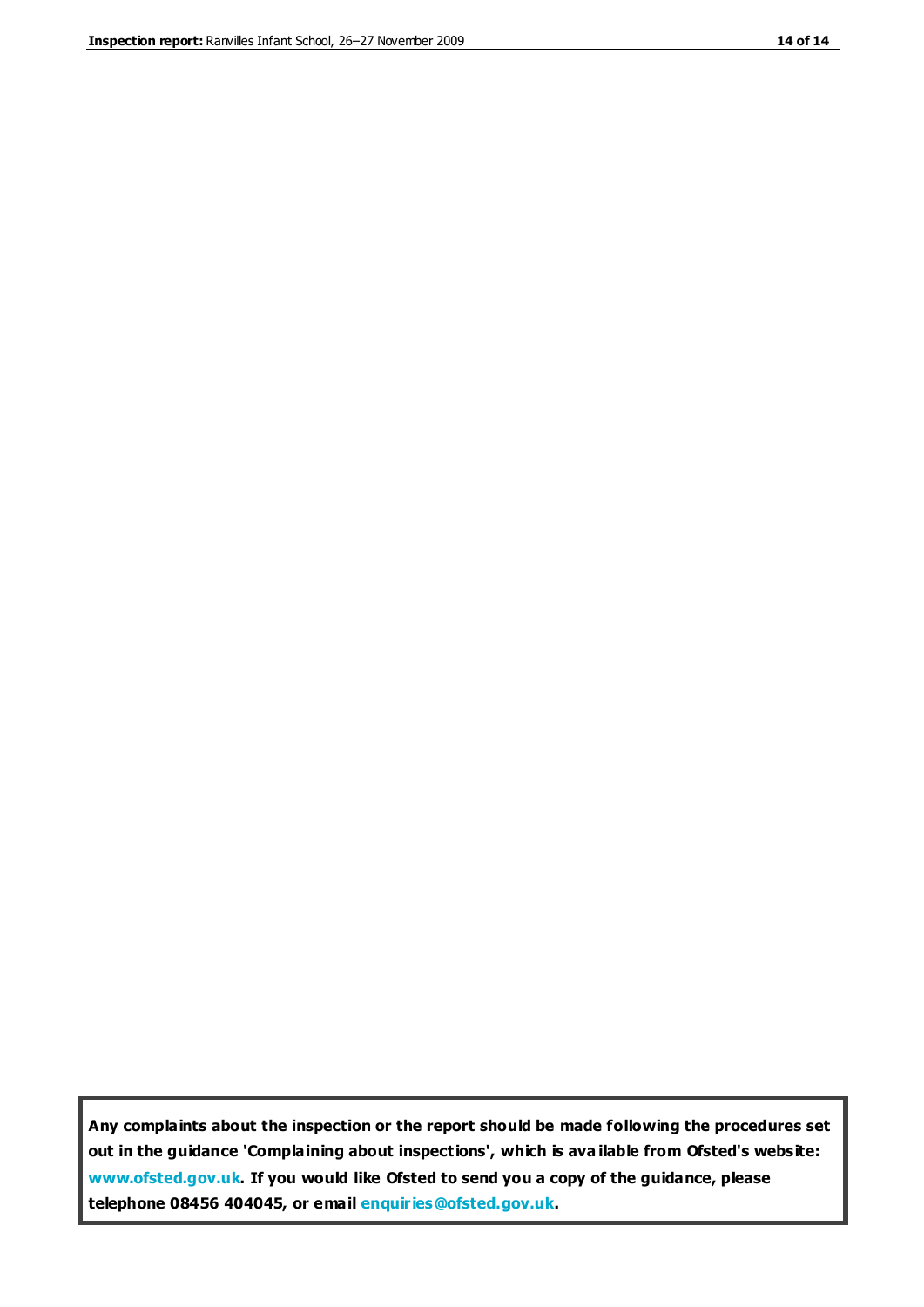**Any complaints about the inspection or the report should be made following the procedures set out in the guidance 'Complaining about inspections', which is available from Ofsted's website: www.ofsted.gov.uk. If you would like Ofsted to send you a copy of the guidance, please telephone 08456 404045, or email enquiries@ofsted.gov.uk.**